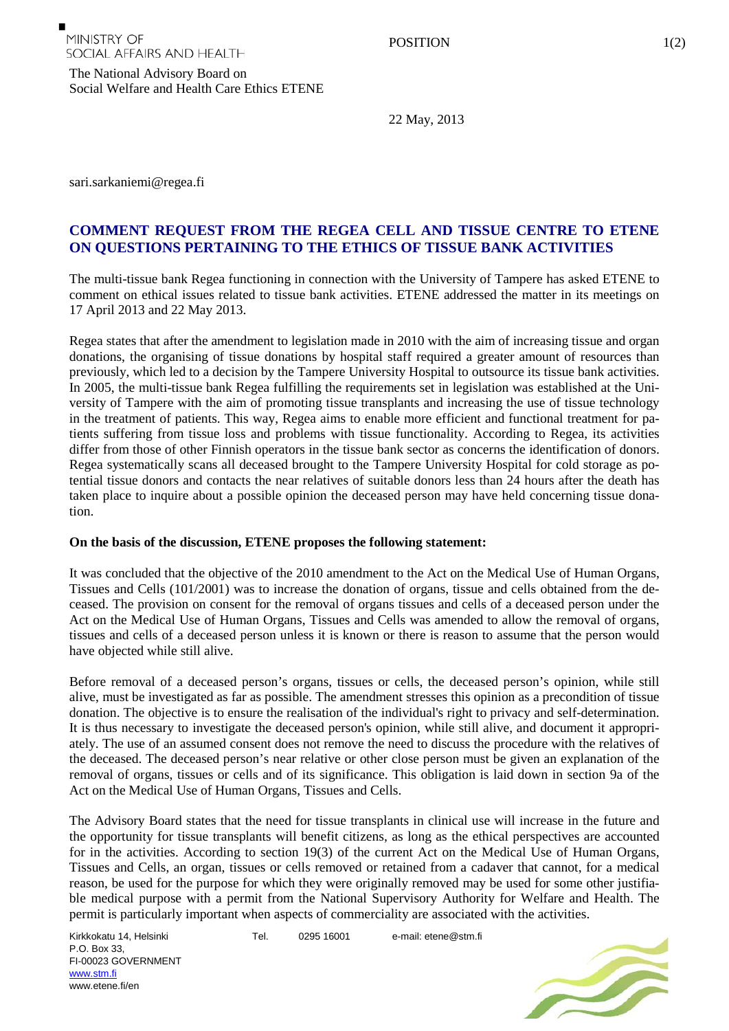MINISTRY OF SOCIAL AFFAIRS AND HEALTH

POSITION

The National Advisory Board on Social Welfare and Health Care Ethics ETENE

22 May, 2013

sari.sarkaniemi@regea.fi

## COMMENT REQUEST FROM THE REGEA CELL AND TISSUE CENTRE TO ETENE ON QUESTIONS PERTAINING TO THE ETHICS OF TISSUE BANK ACTIVITIES

The multi-tissue bank Regea functioning in connection with the University of Tampere has asked ETENE to comment on ethical issues related to tissue bank activities. ETENE addressed the matter in its meetings on 17 April 2013 and 22 May 2013.

Regea states that after the amendment to legislation made in 2010 with the aim of increasing tissue and organ donations, the organising of tissue donations by hospital staff required a greater amount of resources than previously, which led to a decision by the Tampere University Hospital to outsource its tissue bank activities. In 2005, the multi-tissue bank Regea fulfilling the requirements set in legislation was established at the University of Tampere with the aim of promoting tissue transplants and increasing the use of tissue technology in the treatment of patients. This way, Regea aims to enable more efficient and functional treatment for patients suffering from tissue loss and problems with tissue functionality. According to Regea, its activities differ from those of other Finnish operators in the tissue bank sector as concerns the identification of donors. Regea systematically scans all deceased brought to the Tampere University Hospital for cold storage as potential tissue donors and contacts the near relatives of suitable donors less than 24 hours after the death has taken place to inquire about a possible opinion the deceased person may have held concerning tissue donation.

**On the basis of the discussion, ETENE proposes the following statement:**

It was concluded that the objective of the 2010 amendment to the Act on the Medical Use of Human Organs, Tissues and Cells (101/2001) was to increase the donation of organs, tissue and cells obtained from the deceased. The provision on consent for the removal of organs tissues and cells of a deceased person under the Act on the Medical Use of Human Organs, Tissues and Cells was amended to allow the removal of organs, tissues and cells of a deceased person unless it is known or there is reason to assume that the person would have objected while still alive.

Before removal of a deceased person's organs, tissues or cells, the deceased person's opinion, while still alive, must be investigated as far as possible. The amendment stresses this opinion as a precondition of tissue donation. The objective is to ensure the realisation of the individual's right to privacy and self-determination. It is thus necessary to investigate the deceased person's opinion, while still alive, and document it appropriately. The use of an assumed consent does not remove the need to discuss the procedure with the relatives of the deceased. The deceased person's near relative or other close person must be given an explanation of the removal of organs, tissues or cells and of its significance. This obligation is laid down in section 9a of the Act on the Medical Use of Human Organs, Tissues and Cells.

The Advisory Board states that the need for tissue transplants in clinical use will increase in the future and the opportunity for tissue transplants will benefit citizens, as long as the ethical perspectives are accounted for in the activities. According to section 19(3) of the current Act on the Medical Use of Human Organs, Tissues and Cells, an organ, tissues or cells removed or retained from a cadaver that cannot, for a medical reason, be used for the purpose for which they were originally removed may be used for some other justifiable medical purpose with a permit from the National Supervisory Authority for Welfare and Health. The permit is particularly important when aspects of commerciality are associated with the activities.

Kirkkokatu 14, Helsinki
P.O. Box 33,
FI-00023 GOVERNMENT
www.stm.fi
www.etene.fi/en

Tel. 0295 16001

e-mail: etene@stm.fi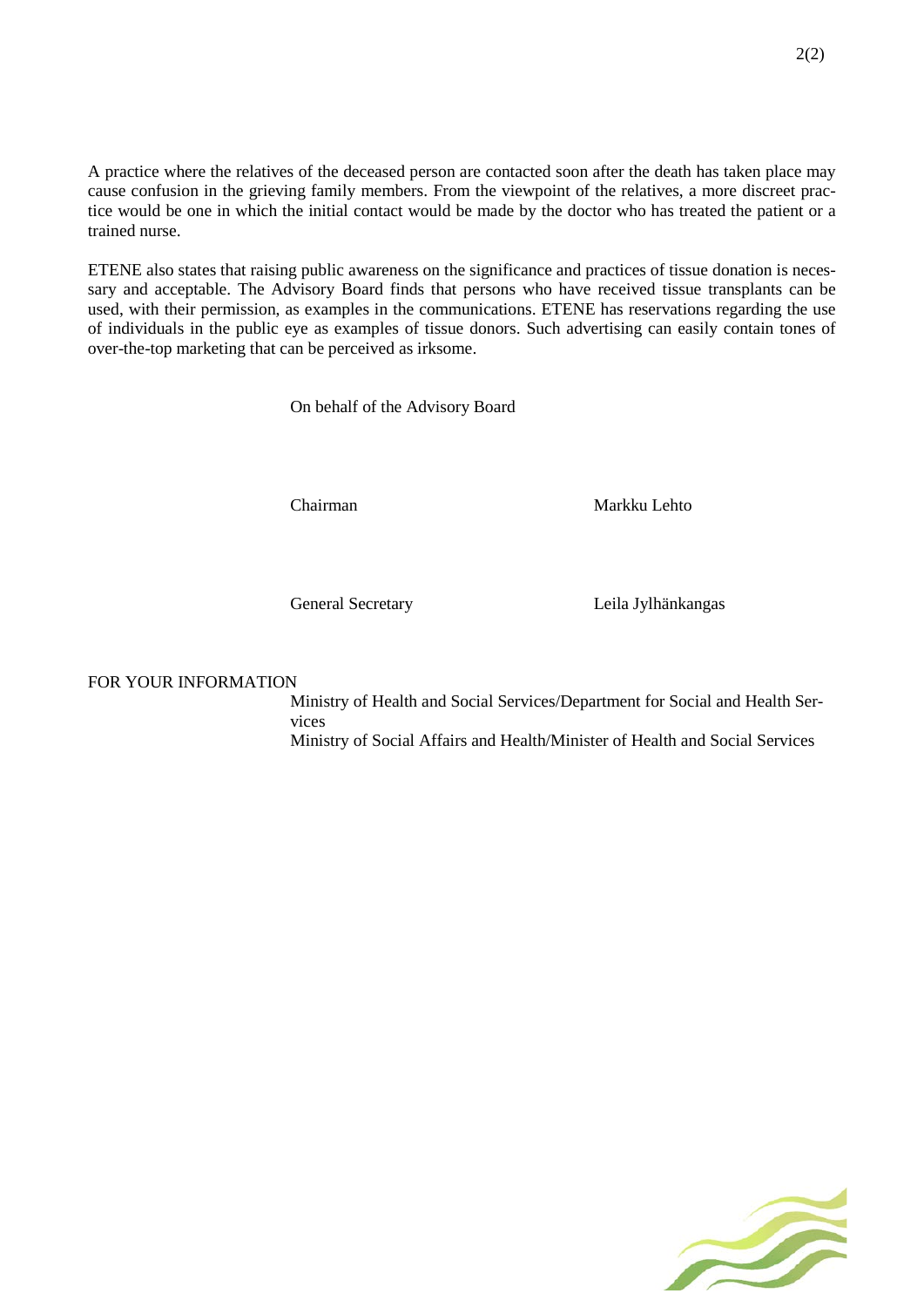A practice where the relatives of the deceased person are contacted soon after the death has taken place may cause confusion in the grieving family members. From the viewpoint of the relatives, a more discreet practice would be one in which the initial contact would be made by the doctor who has treated the patient or a trained nurse.

ETENE also states that raising public awareness on the significance and practices of tissue donation is necessary and acceptable. The Advisory Board finds that persons who have received tissue transplants can be used, with their permission, as examples in the communications. ETENE has reservations regarding the use of individuals in the public eye as examples of tissue donors. Such advertising can easily contain tones of over-the-top marketing that can be perceived as irksome.

On behalf of the Advisory Board

Chairman Markku Lehto

General Secretary Leila Jylhänkangas

FOR YOUR INFORMATION

Ministry of Health and Social Services/Department for Social and Health Services

Ministry of Social Affairs and Health/Minister of Health and Social Services